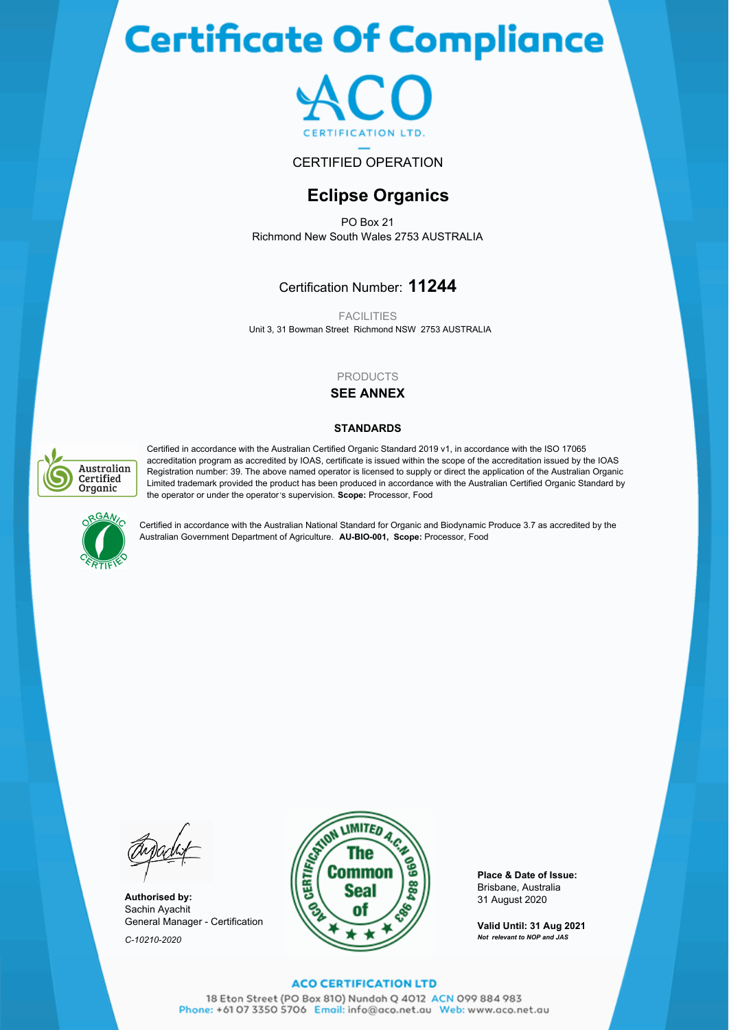# Certificate Of Compliance

ACO

CERTIFICATION LTD.

CERTIFIED OPERATION

## Eclipse Organics

PO Box 21
Richmond New South Wales 2753 AUSTRALIA

Certification Number: **11244**

FACILITIES

Unit 3, 31 Bowman Street Richmond NSW 2753 AUSTRALIA

PRODUCTS

**SEE ANNEX**

**STANDARDS**

Australian Certified Organic

Certified in accordance with the Australian Certified Organic Standard 2019 v1, in accordance with the ISO 17065 accreditation program as accredited by IOAS, certificate is issued within the scope of the accreditation issued by the IOAS Registration number: 39. The above named operator is licensed to supply or direct the application of the Australian Organic Limited trademark provided the product has been produced in accordance with the Australian Certified Organic Standard by the operator or under the operator's supervision. **Scope:** Processor, Food

ORGANIC CERTIFIED

Certified in accordance with the Australian National Standard for Organic and Biodynamic Produce 3.7 as accredited by the Australian Government Department of Agriculture. **AU-BIO-001, Scope:** Processor, Food

**Authorised by:**
Sachin Ayachit
General Manager - Certification

*C-10210-2020*

ACO CERTIFICATION LIMITED A.C.N 099 884 983 — The Common Seal of

**Place & Date of Issue:**
Brisbane, Australia
31 August 2020

**Valid Until: 31 Aug 2021**
***Not relevant to NOP and JAS***

**ACO CERTIFICATION LTD**

18 Eton Street (PO Box 810) Nundah Q 4012 ACN 099 884 983
Phone: +61 07 3350 5706 Email: info@aco.net.au Web: www.aco.net.au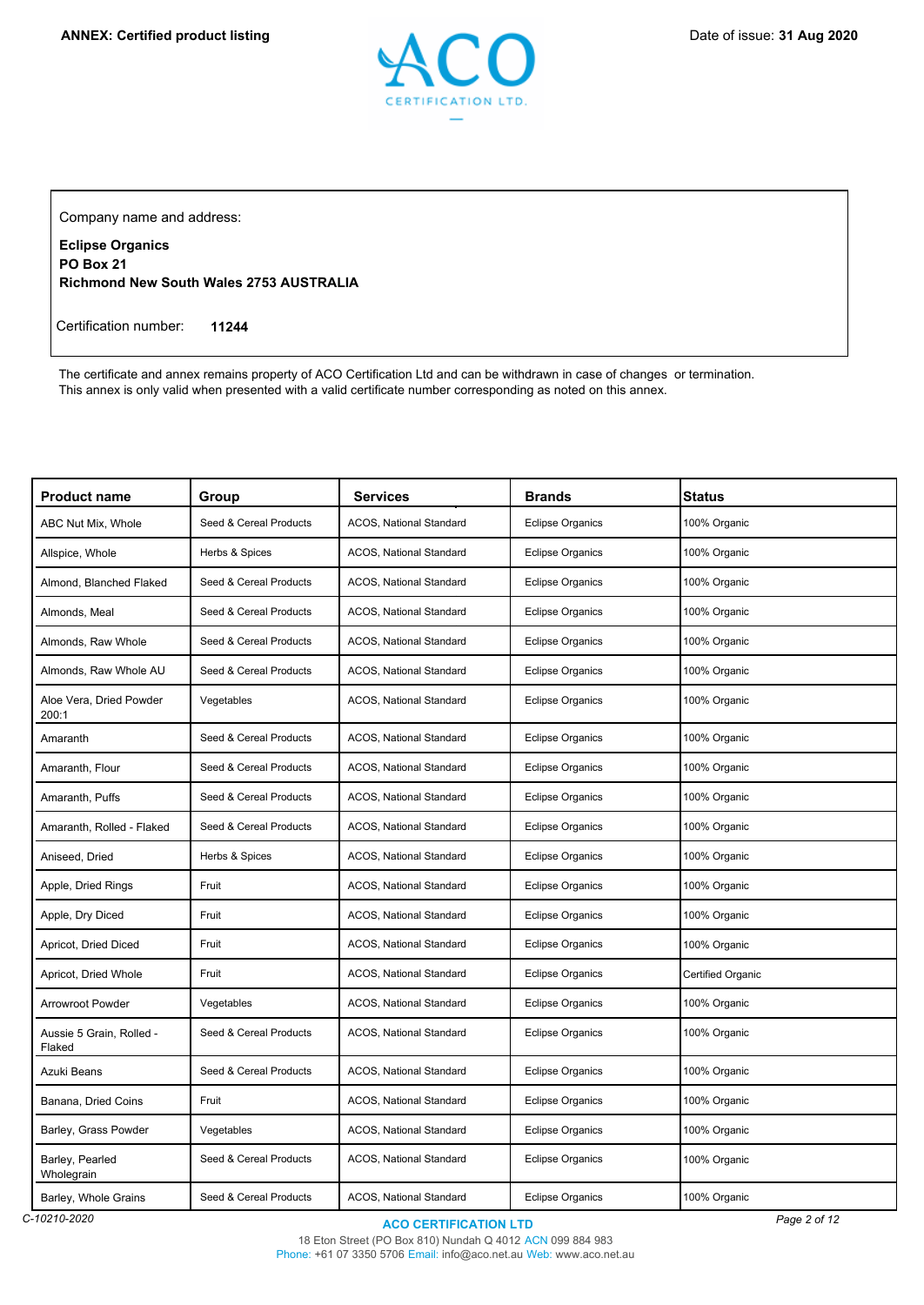**ANNEX: Certified product listing**

Date of issue: **31 Aug 2020**

Company name and address:

**Eclipse Organics**
**PO Box 21**
**Richmond New South Wales 2753 AUSTRALIA**

Certification number: **11244**

The certificate and annex remains property of ACO Certification Ltd and can be withdrawn in case of changes or termination.
This annex is only valid when presented with a valid certificate number corresponding as noted on this annex.

| Product name | Group | Services | Brands | Status |
|---|---|---|---|---|
| ABC Nut Mix, Whole | Seed & Cereal Products | ACOS, National Standard | Eclipse Organics | 100% Organic |
| Allspice, Whole | Herbs & Spices | ACOS, National Standard | Eclipse Organics | 100% Organic |
| Almond, Blanched Flaked | Seed & Cereal Products | ACOS, National Standard | Eclipse Organics | 100% Organic |
| Almonds, Meal | Seed & Cereal Products | ACOS, National Standard | Eclipse Organics | 100% Organic |
| Almonds, Raw Whole | Seed & Cereal Products | ACOS, National Standard | Eclipse Organics | 100% Organic |
| Almonds, Raw Whole AU | Seed & Cereal Products | ACOS, National Standard | Eclipse Organics | 100% Organic |
| Aloe Vera, Dried Powder 200:1 | Vegetables | ACOS, National Standard | Eclipse Organics | 100% Organic |
| Amaranth | Seed & Cereal Products | ACOS, National Standard | Eclipse Organics | 100% Organic |
| Amaranth, Flour | Seed & Cereal Products | ACOS, National Standard | Eclipse Organics | 100% Organic |
| Amaranth, Puffs | Seed & Cereal Products | ACOS, National Standard | Eclipse Organics | 100% Organic |
| Amaranth, Rolled - Flaked | Seed & Cereal Products | ACOS, National Standard | Eclipse Organics | 100% Organic |
| Aniseed, Dried | Herbs & Spices | ACOS, National Standard | Eclipse Organics | 100% Organic |
| Apple, Dried Rings | Fruit | ACOS, National Standard | Eclipse Organics | 100% Organic |
| Apple, Dry Diced | Fruit | ACOS, National Standard | Eclipse Organics | 100% Organic |
| Apricot, Dried Diced | Fruit | ACOS, National Standard | Eclipse Organics | 100% Organic |
| Apricot, Dried Whole | Fruit | ACOS, National Standard | Eclipse Organics | Certified Organic |
| Arrowroot Powder | Vegetables | ACOS, National Standard | Eclipse Organics | 100% Organic |
| Aussie 5 Grain, Rolled - Flaked | Seed & Cereal Products | ACOS, National Standard | Eclipse Organics | 100% Organic |
| Azuki Beans | Seed & Cereal Products | ACOS, National Standard | Eclipse Organics | 100% Organic |
| Banana, Dried Coins | Fruit | ACOS, National Standard | Eclipse Organics | 100% Organic |
| Barley, Grass Powder | Vegetables | ACOS, National Standard | Eclipse Organics | 100% Organic |
| Barley, Pearled Wholegrain | Seed & Cereal Products | ACOS, National Standard | Eclipse Organics | 100% Organic |
| Barley, Whole Grains | Seed & Cereal Products | ACOS, National Standard | Eclipse Organics | 100% Organic |

C-10210-2020

**ACO CERTIFICATION LTD**
18 Eton Street (PO Box 810) Nundah Q 4012 ACN 099 884 983
Phone: +61 07 3350 5706 Email: info@aco.net.au Web: www.aco.net.au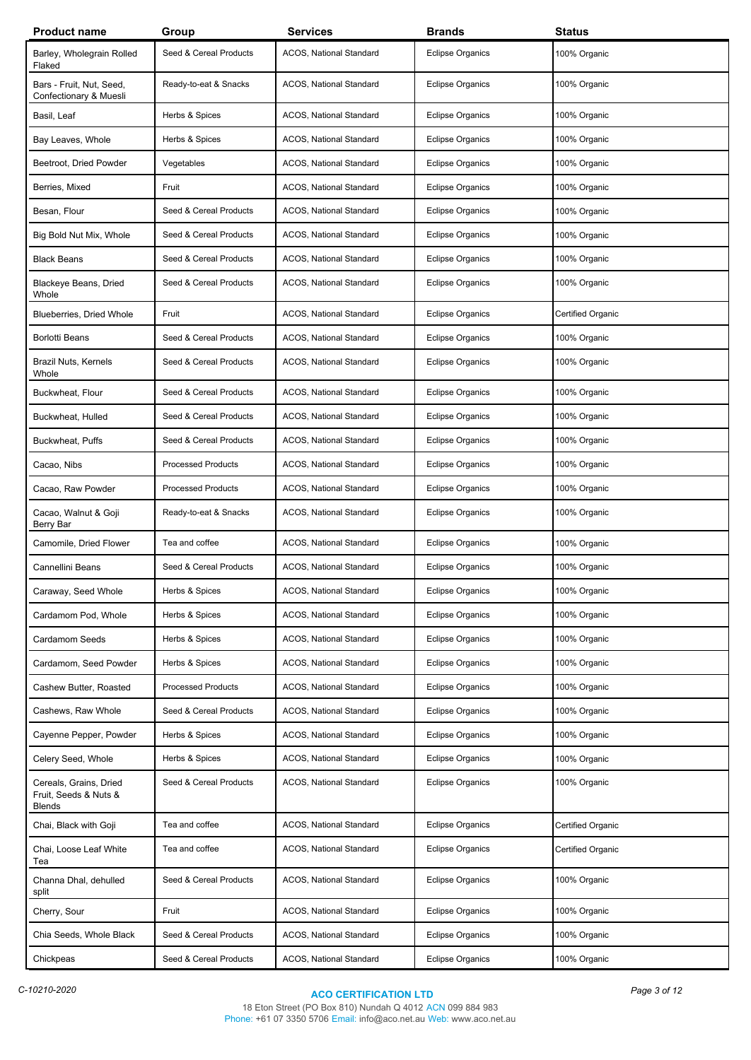| Product name | Group | Services | Brands | Status |
| --- | --- | --- | --- | --- |
| Barley, Wholegrain Rolled Flaked | Seed & Cereal Products | ACOS, National Standard | Eclipse Organics | 100% Organic |
| Bars - Fruit, Nut, Seed, Confectionary & Muesli | Ready-to-eat & Snacks | ACOS, National Standard | Eclipse Organics | 100% Organic |
| Basil, Leaf | Herbs & Spices | ACOS, National Standard | Eclipse Organics | 100% Organic |
| Bay Leaves, Whole | Herbs & Spices | ACOS, National Standard | Eclipse Organics | 100% Organic |
| Beetroot, Dried Powder | Vegetables | ACOS, National Standard | Eclipse Organics | 100% Organic |
| Berries, Mixed | Fruit | ACOS, National Standard | Eclipse Organics | 100% Organic |
| Besan, Flour | Seed & Cereal Products | ACOS, National Standard | Eclipse Organics | 100% Organic |
| Big Bold Nut Mix, Whole | Seed & Cereal Products | ACOS, National Standard | Eclipse Organics | 100% Organic |
| Black Beans | Seed & Cereal Products | ACOS, National Standard | Eclipse Organics | 100% Organic |
| Blackeye Beans, Dried Whole | Seed & Cereal Products | ACOS, National Standard | Eclipse Organics | 100% Organic |
| Blueberries, Dried Whole | Fruit | ACOS, National Standard | Eclipse Organics | Certified Organic |
| Borlotti Beans | Seed & Cereal Products | ACOS, National Standard | Eclipse Organics | 100% Organic |
| Brazil Nuts, Kernels Whole | Seed & Cereal Products | ACOS, National Standard | Eclipse Organics | 100% Organic |
| Buckwheat, Flour | Seed & Cereal Products | ACOS, National Standard | Eclipse Organics | 100% Organic |
| Buckwheat, Hulled | Seed & Cereal Products | ACOS, National Standard | Eclipse Organics | 100% Organic |
| Buckwheat, Puffs | Seed & Cereal Products | ACOS, National Standard | Eclipse Organics | 100% Organic |
| Cacao, Nibs | Processed Products | ACOS, National Standard | Eclipse Organics | 100% Organic |
| Cacao, Raw Powder | Processed Products | ACOS, National Standard | Eclipse Organics | 100% Organic |
| Cacao, Walnut & Goji Berry Bar | Ready-to-eat & Snacks | ACOS, National Standard | Eclipse Organics | 100% Organic |
| Camomile, Dried Flower | Tea and coffee | ACOS, National Standard | Eclipse Organics | 100% Organic |
| Cannellini Beans | Seed & Cereal Products | ACOS, National Standard | Eclipse Organics | 100% Organic |
| Caraway, Seed Whole | Herbs & Spices | ACOS, National Standard | Eclipse Organics | 100% Organic |
| Cardamom Pod, Whole | Herbs & Spices | ACOS, National Standard | Eclipse Organics | 100% Organic |
| Cardamom Seeds | Herbs & Spices | ACOS, National Standard | Eclipse Organics | 100% Organic |
| Cardamom, Seed Powder | Herbs & Spices | ACOS, National Standard | Eclipse Organics | 100% Organic |
| Cashew Butter, Roasted | Processed Products | ACOS, National Standard | Eclipse Organics | 100% Organic |
| Cashews, Raw Whole | Seed & Cereal Products | ACOS, National Standard | Eclipse Organics | 100% Organic |
| Cayenne Pepper, Powder | Herbs & Spices | ACOS, National Standard | Eclipse Organics | 100% Organic |
| Celery Seed, Whole | Herbs & Spices | ACOS, National Standard | Eclipse Organics | 100% Organic |
| Cereals, Grains, Dried Fruit, Seeds & Nuts & Blends | Seed & Cereal Products | ACOS, National Standard | Eclipse Organics | 100% Organic |
| Chai, Black with Goji | Tea and coffee | ACOS, National Standard | Eclipse Organics | Certified Organic |
| Chai, Loose Leaf White Tea | Tea and coffee | ACOS, National Standard | Eclipse Organics | Certified Organic |
| Channa Dhal, dehulled split | Seed & Cereal Products | ACOS, National Standard | Eclipse Organics | 100% Organic |
| Cherry, Sour | Fruit | ACOS, National Standard | Eclipse Organics | 100% Organic |
| Chia Seeds, Whole Black | Seed & Cereal Products | ACOS, National Standard | Eclipse Organics | 100% Organic |
| Chickpeas | Seed & Cereal Products | ACOS, National Standard | Eclipse Organics | 100% Organic |

C-10210-2020

**ACO CERTIFICATION LTD**
18 Eton Street (PO Box 810) Nundah Q 4012 ACN 099 884 983
Phone: +61 07 3350 5706 Email: info@aco.net.au Web: www.aco.net.au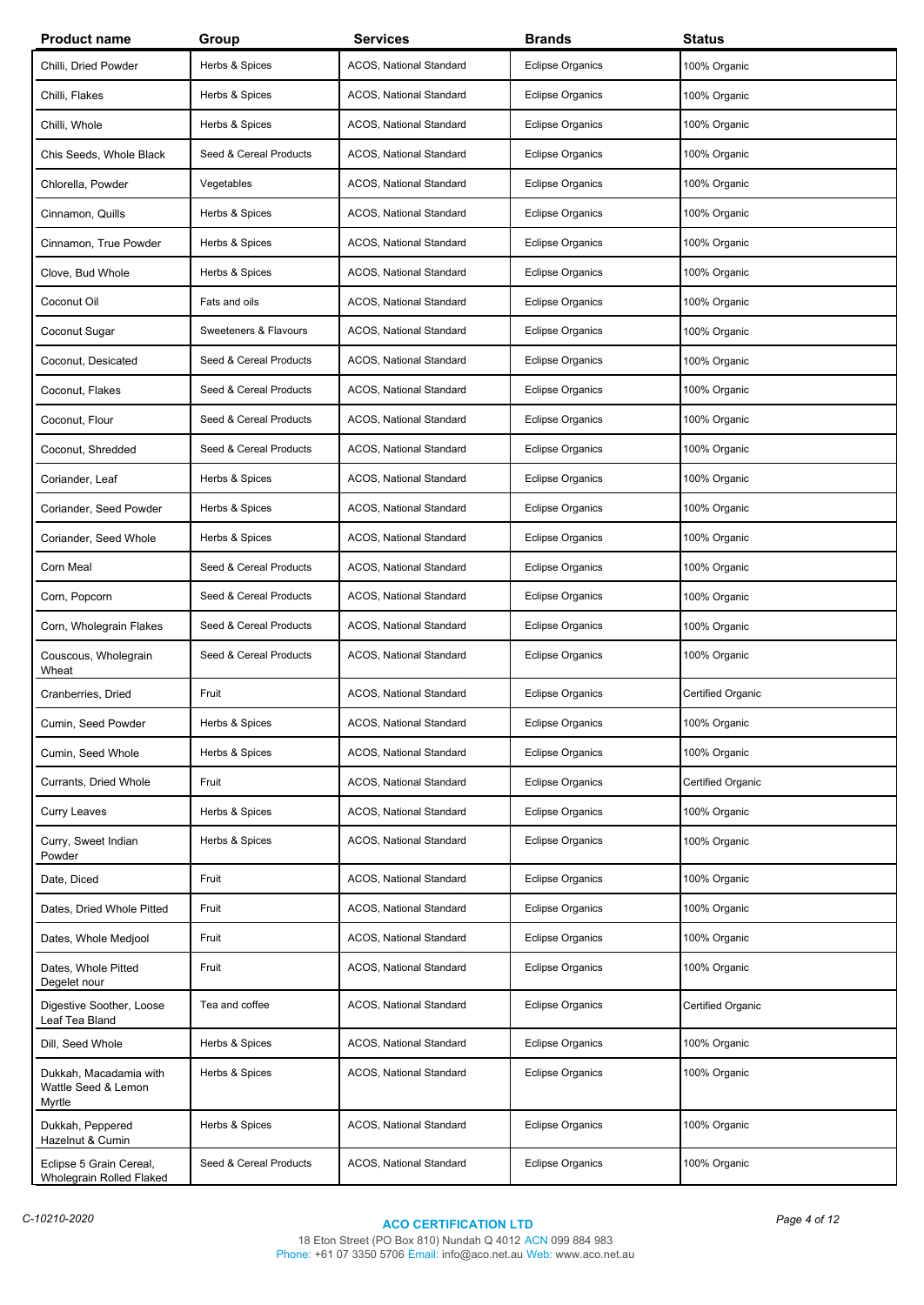| Product name | Group | Services | Brands | Status |
|---|---|---|---|---|
| Chilli, Dried Powder | Herbs & Spices | ACOS, National Standard | Eclipse Organics | 100% Organic |
| Chilli, Flakes | Herbs & Spices | ACOS, National Standard | Eclipse Organics | 100% Organic |
| Chilli, Whole | Herbs & Spices | ACOS, National Standard | Eclipse Organics | 100% Organic |
| Chis Seeds, Whole Black | Seed & Cereal Products | ACOS, National Standard | Eclipse Organics | 100% Organic |
| Chlorella, Powder | Vegetables | ACOS, National Standard | Eclipse Organics | 100% Organic |
| Cinnamon, Quills | Herbs & Spices | ACOS, National Standard | Eclipse Organics | 100% Organic |
| Cinnamon, True Powder | Herbs & Spices | ACOS, National Standard | Eclipse Organics | 100% Organic |
| Clove, Bud Whole | Herbs & Spices | ACOS, National Standard | Eclipse Organics | 100% Organic |
| Coconut Oil | Fats and oils | ACOS, National Standard | Eclipse Organics | 100% Organic |
| Coconut Sugar | Sweeteners & Flavours | ACOS, National Standard | Eclipse Organics | 100% Organic |
| Coconut, Desicated | Seed & Cereal Products | ACOS, National Standard | Eclipse Organics | 100% Organic |
| Coconut, Flakes | Seed & Cereal Products | ACOS, National Standard | Eclipse Organics | 100% Organic |
| Coconut, Flour | Seed & Cereal Products | ACOS, National Standard | Eclipse Organics | 100% Organic |
| Coconut, Shredded | Seed & Cereal Products | ACOS, National Standard | Eclipse Organics | 100% Organic |
| Coriander, Leaf | Herbs & Spices | ACOS, National Standard | Eclipse Organics | 100% Organic |
| Coriander, Seed Powder | Herbs & Spices | ACOS, National Standard | Eclipse Organics | 100% Organic |
| Coriander, Seed Whole | Herbs & Spices | ACOS, National Standard | Eclipse Organics | 100% Organic |
| Corn Meal | Seed & Cereal Products | ACOS, National Standard | Eclipse Organics | 100% Organic |
| Corn, Popcorn | Seed & Cereal Products | ACOS, National Standard | Eclipse Organics | 100% Organic |
| Corn, Wholegrain Flakes | Seed & Cereal Products | ACOS, National Standard | Eclipse Organics | 100% Organic |
| Couscous, Wholegrain Wheat | Seed & Cereal Products | ACOS, National Standard | Eclipse Organics | 100% Organic |
| Cranberries, Dried | Fruit | ACOS, National Standard | Eclipse Organics | Certified Organic |
| Cumin, Seed Powder | Herbs & Spices | ACOS, National Standard | Eclipse Organics | 100% Organic |
| Cumin, Seed Whole | Herbs & Spices | ACOS, National Standard | Eclipse Organics | 100% Organic |
| Currants, Dried Whole | Fruit | ACOS, National Standard | Eclipse Organics | Certified Organic |
| Curry Leaves | Herbs & Spices | ACOS, National Standard | Eclipse Organics | 100% Organic |
| Curry, Sweet Indian Powder | Herbs & Spices | ACOS, National Standard | Eclipse Organics | 100% Organic |
| Date, Diced | Fruit | ACOS, National Standard | Eclipse Organics | 100% Organic |
| Dates, Dried Whole Pitted | Fruit | ACOS, National Standard | Eclipse Organics | 100% Organic |
| Dates, Whole Medjool | Fruit | ACOS, National Standard | Eclipse Organics | 100% Organic |
| Dates, Whole Pitted Degelet nour | Fruit | ACOS, National Standard | Eclipse Organics | 100% Organic |
| Digestive Soother, Loose Leaf Tea Bland | Tea and coffee | ACOS, National Standard | Eclipse Organics | Certified Organic |
| Dill, Seed Whole | Herbs & Spices | ACOS, National Standard | Eclipse Organics | 100% Organic |
| Dukkah, Macadamia with Wattle Seed & Lemon Myrtle | Herbs & Spices | ACOS, National Standard | Eclipse Organics | 100% Organic |
| Dukkah, Peppered Hazelnut & Cumin | Herbs & Spices | ACOS, National Standard | Eclipse Organics | 100% Organic |
| Eclipse 5 Grain Cereal, Wholegrain Rolled Flaked | Seed & Cereal Products | ACOS, National Standard | Eclipse Organics | 100% Organic |

C-10210-2020

**ACO CERTIFICATION LTD**
18 Eton Street (PO Box 810) Nundah Q 4012 ACN 099 884 983
Phone: +61 07 3350 5706 Email: info@aco.net.au Web: www.aco.net.au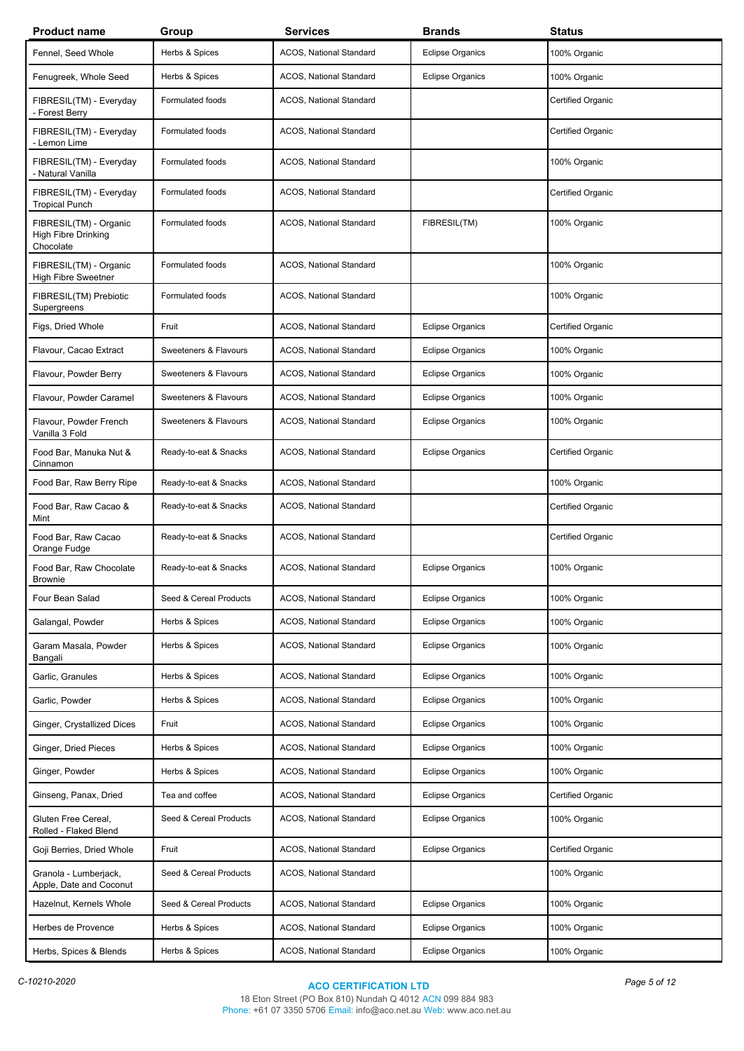| Product name | Group | Services | Brands | Status |
|---|---|---|---|---|
| Fennel, Seed Whole | Herbs & Spices | ACOS, National Standard | Eclipse Organics | 100% Organic |
| Fenugreek, Whole Seed | Herbs & Spices | ACOS, National Standard | Eclipse Organics | 100% Organic |
| FIBRESIL(TM) - Everyday - Forest Berry | Formulated foods | ACOS, National Standard | | Certified Organic |
| FIBRESIL(TM) - Everyday - Lemon Lime | Formulated foods | ACOS, National Standard | | Certified Organic |
| FIBRESIL(TM) - Everyday - Natural Vanilla | Formulated foods | ACOS, National Standard | | 100% Organic |
| FIBRESIL(TM) - Everyday Tropical Punch | Formulated foods | ACOS, National Standard | | Certified Organic |
| FIBRESIL(TM) - Organic High Fibre Drinking Chocolate | Formulated foods | ACOS, National Standard | FIBRESIL(TM) | 100% Organic |
| FIBRESIL(TM) - Organic High Fibre Sweetner | Formulated foods | ACOS, National Standard | | 100% Organic |
| FIBRESIL(TM) Prebiotic Supergreens | Formulated foods | ACOS, National Standard | | 100% Organic |
| Figs, Dried Whole | Fruit | ACOS, National Standard | Eclipse Organics | Certified Organic |
| Flavour, Cacao Extract | Sweeteners & Flavours | ACOS, National Standard | Eclipse Organics | 100% Organic |
| Flavour, Powder Berry | Sweeteners & Flavours | ACOS, National Standard | Eclipse Organics | 100% Organic |
| Flavour, Powder Caramel | Sweeteners & Flavours | ACOS, National Standard | Eclipse Organics | 100% Organic |
| Flavour, Powder French Vanilla 3 Fold | Sweeteners & Flavours | ACOS, National Standard | Eclipse Organics | 100% Organic |
| Food Bar, Manuka Nut & Cinnamon | Ready-to-eat & Snacks | ACOS, National Standard | Eclipse Organics | Certified Organic |
| Food Bar, Raw Berry Ripe | Ready-to-eat & Snacks | ACOS, National Standard | | 100% Organic |
| Food Bar, Raw Cacao & Mint | Ready-to-eat & Snacks | ACOS, National Standard | | Certified Organic |
| Food Bar, Raw Cacao Orange Fudge | Ready-to-eat & Snacks | ACOS, National Standard | | Certified Organic |
| Food Bar, Raw Chocolate Brownie | Ready-to-eat & Snacks | ACOS, National Standard | Eclipse Organics | 100% Organic |
| Four Bean Salad | Seed & Cereal Products | ACOS, National Standard | Eclipse Organics | 100% Organic |
| Galangal, Powder | Herbs & Spices | ACOS, National Standard | Eclipse Organics | 100% Organic |
| Garam Masala, Powder Bangali | Herbs & Spices | ACOS, National Standard | Eclipse Organics | 100% Organic |
| Garlic, Granules | Herbs & Spices | ACOS, National Standard | Eclipse Organics | 100% Organic |
| Garlic, Powder | Herbs & Spices | ACOS, National Standard | Eclipse Organics | 100% Organic |
| Ginger, Crystallized Dices | Fruit | ACOS, National Standard | Eclipse Organics | 100% Organic |
| Ginger, Dried Pieces | Herbs & Spices | ACOS, National Standard | Eclipse Organics | 100% Organic |
| Ginger, Powder | Herbs & Spices | ACOS, National Standard | Eclipse Organics | 100% Organic |
| Ginseng, Panax, Dried | Tea and coffee | ACOS, National Standard | Eclipse Organics | Certified Organic |
| Gluten Free Cereal, Rolled - Flaked Blend | Seed & Cereal Products | ACOS, National Standard | Eclipse Organics | 100% Organic |
| Goji Berries, Dried Whole | Fruit | ACOS, National Standard | Eclipse Organics | Certified Organic |
| Granola - Lumberjack, Apple, Date and Coconut | Seed & Cereal Products | ACOS, National Standard | | 100% Organic |
| Hazelnut, Kernels Whole | Seed & Cereal Products | ACOS, National Standard | Eclipse Organics | 100% Organic |
| Herbes de Provence | Herbs & Spices | ACOS, National Standard | Eclipse Organics | 100% Organic |
| Herbs, Spices & Blends | Herbs & Spices | ACOS, National Standard | Eclipse Organics | 100% Organic |

C-10210-2020

**ACO CERTIFICATION LTD**
18 Eton Street (PO Box 810) Nundah Q 4012 ACN 099 884 983
Phone: +61 07 3350 5706 Email: info@aco.net.au Web: www.aco.net.au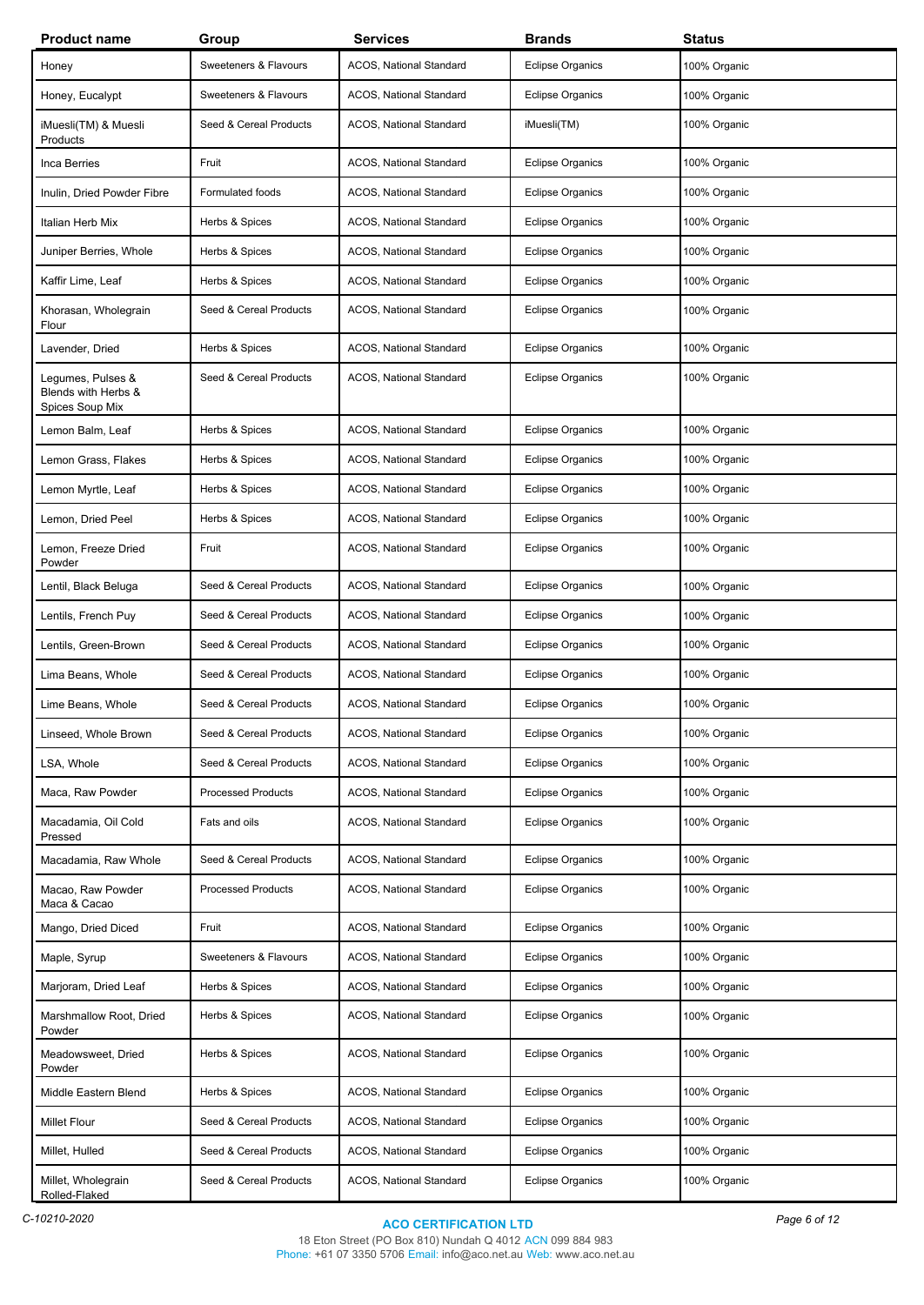| Product name | Group | Services | Brands | Status |
|---|---|---|---|---|
| Honey | Sweeteners & Flavours | ACOS, National Standard | Eclipse Organics | 100% Organic |
| Honey, Eucalypt | Sweeteners & Flavours | ACOS, National Standard | Eclipse Organics | 100% Organic |
| iMuesli(TM) & Muesli Products | Seed & Cereal Products | ACOS, National Standard | iMuesli(TM) | 100% Organic |
| Inca Berries | Fruit | ACOS, National Standard | Eclipse Organics | 100% Organic |
| Inulin, Dried Powder Fibre | Formulated foods | ACOS, National Standard | Eclipse Organics | 100% Organic |
| Italian Herb Mix | Herbs & Spices | ACOS, National Standard | Eclipse Organics | 100% Organic |
| Juniper Berries, Whole | Herbs & Spices | ACOS, National Standard | Eclipse Organics | 100% Organic |
| Kaffir Lime, Leaf | Herbs & Spices | ACOS, National Standard | Eclipse Organics | 100% Organic |
| Khorasan, Wholegrain Flour | Seed & Cereal Products | ACOS, National Standard | Eclipse Organics | 100% Organic |
| Lavender, Dried | Herbs & Spices | ACOS, National Standard | Eclipse Organics | 100% Organic |
| Legumes, Pulses & Blends with Herbs & Spices Soup Mix | Seed & Cereal Products | ACOS, National Standard | Eclipse Organics | 100% Organic |
| Lemon Balm, Leaf | Herbs & Spices | ACOS, National Standard | Eclipse Organics | 100% Organic |
| Lemon Grass, Flakes | Herbs & Spices | ACOS, National Standard | Eclipse Organics | 100% Organic |
| Lemon Myrtle, Leaf | Herbs & Spices | ACOS, National Standard | Eclipse Organics | 100% Organic |
| Lemon, Dried Peel | Herbs & Spices | ACOS, National Standard | Eclipse Organics | 100% Organic |
| Lemon, Freeze Dried Powder | Fruit | ACOS, National Standard | Eclipse Organics | 100% Organic |
| Lentil, Black Beluga | Seed & Cereal Products | ACOS, National Standard | Eclipse Organics | 100% Organic |
| Lentils, French Puy | Seed & Cereal Products | ACOS, National Standard | Eclipse Organics | 100% Organic |
| Lentils, Green-Brown | Seed & Cereal Products | ACOS, National Standard | Eclipse Organics | 100% Organic |
| Lima Beans, Whole | Seed & Cereal Products | ACOS, National Standard | Eclipse Organics | 100% Organic |
| Lime Beans, Whole | Seed & Cereal Products | ACOS, National Standard | Eclipse Organics | 100% Organic |
| Linseed, Whole Brown | Seed & Cereal Products | ACOS, National Standard | Eclipse Organics | 100% Organic |
| LSA, Whole | Seed & Cereal Products | ACOS, National Standard | Eclipse Organics | 100% Organic |
| Maca, Raw Powder | Processed Products | ACOS, National Standard | Eclipse Organics | 100% Organic |
| Macadamia, Oil Cold Pressed | Fats and oils | ACOS, National Standard | Eclipse Organics | 100% Organic |
| Macadamia, Raw Whole | Seed & Cereal Products | ACOS, National Standard | Eclipse Organics | 100% Organic |
| Macao, Raw Powder Maca & Cacao | Processed Products | ACOS, National Standard | Eclipse Organics | 100% Organic |
| Mango, Dried Diced | Fruit | ACOS, National Standard | Eclipse Organics | 100% Organic |
| Maple, Syrup | Sweeteners & Flavours | ACOS, National Standard | Eclipse Organics | 100% Organic |
| Marjoram, Dried Leaf | Herbs & Spices | ACOS, National Standard | Eclipse Organics | 100% Organic |
| Marshmallow Root, Dried Powder | Herbs & Spices | ACOS, National Standard | Eclipse Organics | 100% Organic |
| Meadowsweet, Dried Powder | Herbs & Spices | ACOS, National Standard | Eclipse Organics | 100% Organic |
| Middle Eastern Blend | Herbs & Spices | ACOS, National Standard | Eclipse Organics | 100% Organic |
| Millet Flour | Seed & Cereal Products | ACOS, National Standard | Eclipse Organics | 100% Organic |
| Millet, Hulled | Seed & Cereal Products | ACOS, National Standard | Eclipse Organics | 100% Organic |
| Millet, Wholegrain Rolled-Flaked | Seed & Cereal Products | ACOS, National Standard | Eclipse Organics | 100% Organic |

C-10210-2020

**ACO CERTIFICATION LTD**
18 Eton Street (PO Box 810) Nundah Q 4012 ACN 099 884 983
Phone: +61 07 3350 5706 Email: info@aco.net.au Web: www.aco.net.au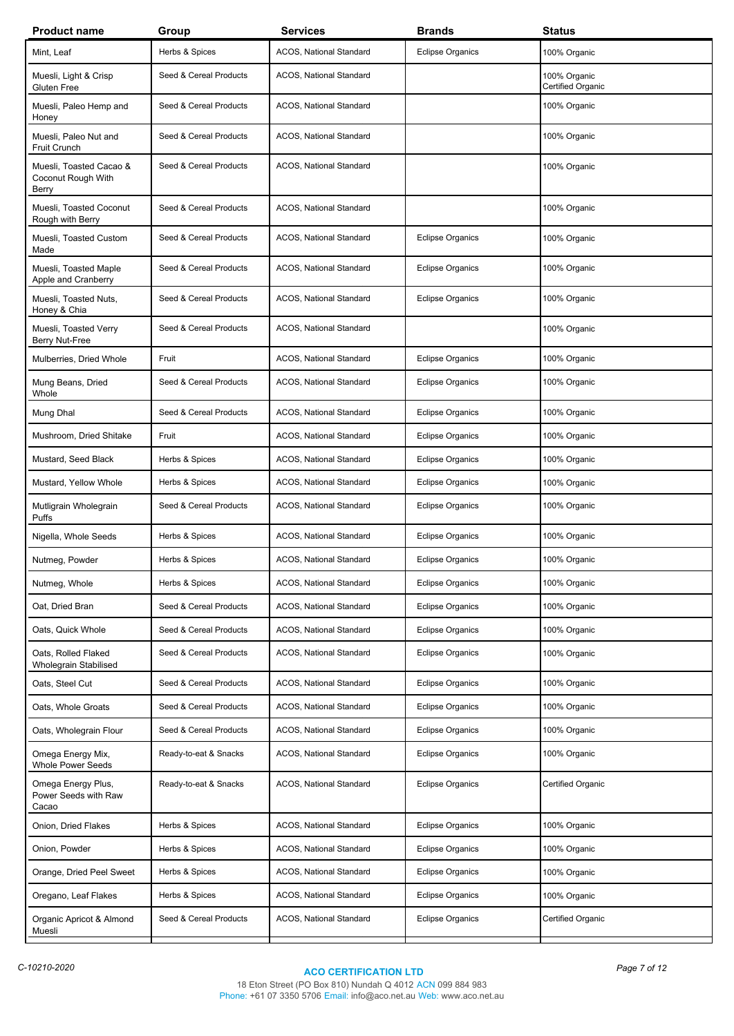| Product name | Group | Services | Brands | Status |
|---|---|---|---|---|
| Mint, Leaf | Herbs & Spices | ACOS, National Standard | Eclipse Organics | 100% Organic |
| Muesli, Light & Crisp Gluten Free | Seed & Cereal Products | ACOS, National Standard | | 100% Organic Certified Organic |
| Muesli, Paleo Hemp and Honey | Seed & Cereal Products | ACOS, National Standard | | 100% Organic |
| Muesli, Paleo Nut and Fruit Crunch | Seed & Cereal Products | ACOS, National Standard | | 100% Organic |
| Muesli, Toasted Cacao & Coconut Rough With Berry | Seed & Cereal Products | ACOS, National Standard | | 100% Organic |
| Muesli, Toasted Coconut Rough with Berry | Seed & Cereal Products | ACOS, National Standard | | 100% Organic |
| Muesli, Toasted Custom Made | Seed & Cereal Products | ACOS, National Standard | Eclipse Organics | 100% Organic |
| Muesli, Toasted Maple Apple and Cranberry | Seed & Cereal Products | ACOS, National Standard | Eclipse Organics | 100% Organic |
| Muesli, Toasted Nuts, Honey & Chia | Seed & Cereal Products | ACOS, National Standard | Eclipse Organics | 100% Organic |
| Muesli, Toasted Verry Berry Nut-Free | Seed & Cereal Products | ACOS, National Standard | | 100% Organic |
| Mulberries, Dried Whole | Fruit | ACOS, National Standard | Eclipse Organics | 100% Organic |
| Mung Beans, Dried Whole | Seed & Cereal Products | ACOS, National Standard | Eclipse Organics | 100% Organic |
| Mung Dhal | Seed & Cereal Products | ACOS, National Standard | Eclipse Organics | 100% Organic |
| Mushroom, Dried Shitake | Fruit | ACOS, National Standard | Eclipse Organics | 100% Organic |
| Mustard, Seed Black | Herbs & Spices | ACOS, National Standard | Eclipse Organics | 100% Organic |
| Mustard, Yellow Whole | Herbs & Spices | ACOS, National Standard | Eclipse Organics | 100% Organic |
| Mutligrain Wholegrain Puffs | Seed & Cereal Products | ACOS, National Standard | Eclipse Organics | 100% Organic |
| Nigella, Whole Seeds | Herbs & Spices | ACOS, National Standard | Eclipse Organics | 100% Organic |
| Nutmeg, Powder | Herbs & Spices | ACOS, National Standard | Eclipse Organics | 100% Organic |
| Nutmeg, Whole | Herbs & Spices | ACOS, National Standard | Eclipse Organics | 100% Organic |
| Oat, Dried Bran | Seed & Cereal Products | ACOS, National Standard | Eclipse Organics | 100% Organic |
| Oats, Quick Whole | Seed & Cereal Products | ACOS, National Standard | Eclipse Organics | 100% Organic |
| Oats, Rolled Flaked Wholegrain Stabilised | Seed & Cereal Products | ACOS, National Standard | Eclipse Organics | 100% Organic |
| Oats, Steel Cut | Seed & Cereal Products | ACOS, National Standard | Eclipse Organics | 100% Organic |
| Oats, Whole Groats | Seed & Cereal Products | ACOS, National Standard | Eclipse Organics | 100% Organic |
| Oats, Wholegrain Flour | Seed & Cereal Products | ACOS, National Standard | Eclipse Organics | 100% Organic |
| Omega Energy Mix, Whole Power Seeds | Ready-to-eat & Snacks | ACOS, National Standard | Eclipse Organics | 100% Organic |
| Omega Energy Plus, Power Seeds with Raw Cacao | Ready-to-eat & Snacks | ACOS, National Standard | Eclipse Organics | Certified Organic |
| Onion, Dried Flakes | Herbs & Spices | ACOS, National Standard | Eclipse Organics | 100% Organic |
| Onion, Powder | Herbs & Spices | ACOS, National Standard | Eclipse Organics | 100% Organic |
| Orange, Dried Peel Sweet | Herbs & Spices | ACOS, National Standard | Eclipse Organics | 100% Organic |
| Oregano, Leaf Flakes | Herbs & Spices | ACOS, National Standard | Eclipse Organics | 100% Organic |
| Organic Apricot & Almond Muesli | Seed & Cereal Products | ACOS, National Standard | Eclipse Organics | Certified Organic |

C-10210-2020

**ACO CERTIFICATION LTD**
18 Eton Street (PO Box 810) Nundah Q 4012 ACN 099 884 983
Phone: +61 07 3350 5706 Email: info@aco.net.au Web: www.aco.net.au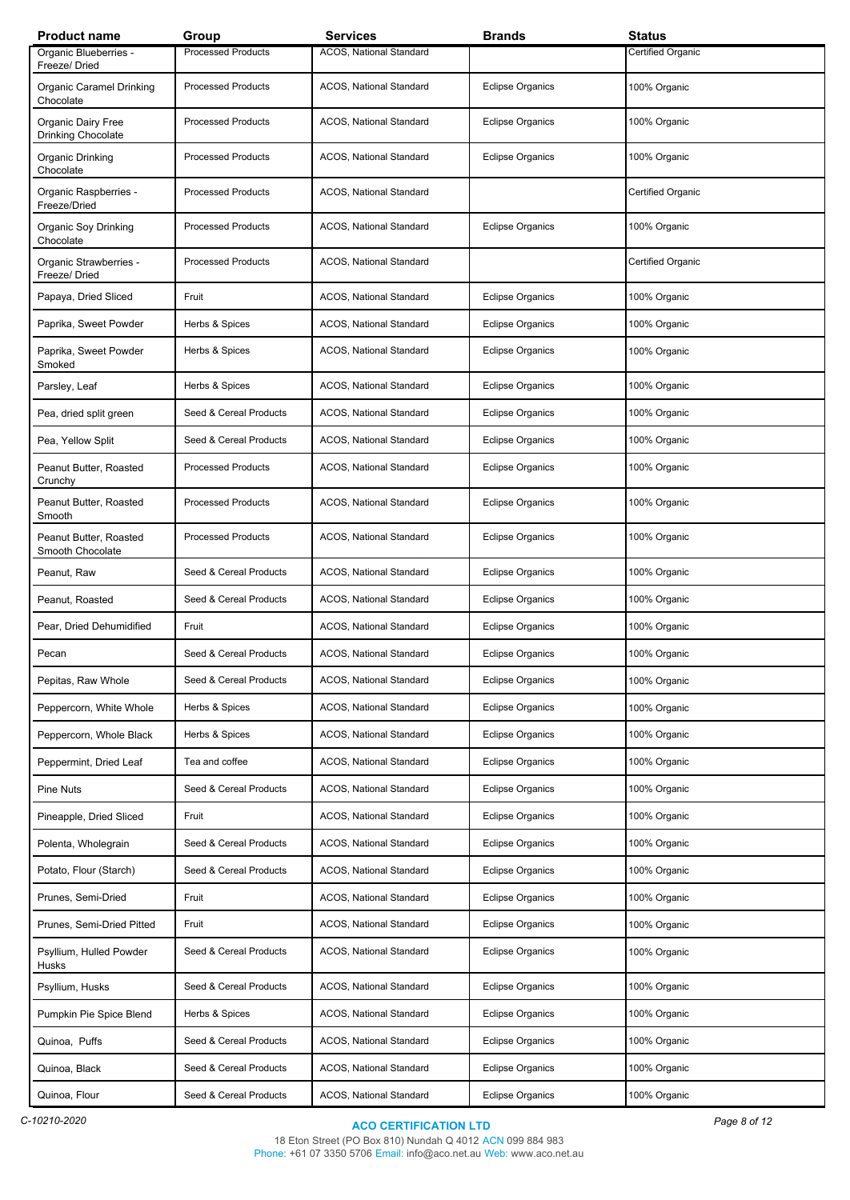| Product name | Group | Services | Brands | Status |
|---|---|---|---|---|
| Organic Blueberries - Freeze/ Dried | Processed Products | ACOS, National Standard | | Certified Organic |
| Organic Caramel Drinking Chocolate | Processed Products | ACOS, National Standard | Eclipse Organics | 100% Organic |
| Organic Dairy Free Drinking Chocolate | Processed Products | ACOS, National Standard | Eclipse Organics | 100% Organic |
| Organic Drinking Chocolate | Processed Products | ACOS, National Standard | Eclipse Organics | 100% Organic |
| Organic Raspberries - Freeze/Dried | Processed Products | ACOS, National Standard | | Certified Organic |
| Organic Soy Drinking Chocolate | Processed Products | ACOS, National Standard | Eclipse Organics | 100% Organic |
| Organic Strawberries - Freeze/ Dried | Processed Products | ACOS, National Standard | | Certified Organic |
| Papaya, Dried Sliced | Fruit | ACOS, National Standard | Eclipse Organics | 100% Organic |
| Paprika, Sweet Powder | Herbs & Spices | ACOS, National Standard | Eclipse Organics | 100% Organic |
| Paprika, Sweet Powder Smoked | Herbs & Spices | ACOS, National Standard | Eclipse Organics | 100% Organic |
| Parsley, Leaf | Herbs & Spices | ACOS, National Standard | Eclipse Organics | 100% Organic |
| Pea, dried split green | Seed & Cereal Products | ACOS, National Standard | Eclipse Organics | 100% Organic |
| Pea, Yellow Split | Seed & Cereal Products | ACOS, National Standard | Eclipse Organics | 100% Organic |
| Peanut Butter, Roasted Crunchy | Processed Products | ACOS, National Standard | Eclipse Organics | 100% Organic |
| Peanut Butter, Roasted Smooth | Processed Products | ACOS, National Standard | Eclipse Organics | 100% Organic |
| Peanut Butter, Roasted Smooth Chocolate | Processed Products | ACOS, National Standard | Eclipse Organics | 100% Organic |
| Peanut, Raw | Seed & Cereal Products | ACOS, National Standard | Eclipse Organics | 100% Organic |
| Peanut, Roasted | Seed & Cereal Products | ACOS, National Standard | Eclipse Organics | 100% Organic |
| Pear, Dried Dehumidified | Fruit | ACOS, National Standard | Eclipse Organics | 100% Organic |
| Pecan | Seed & Cereal Products | ACOS, National Standard | Eclipse Organics | 100% Organic |
| Pepitas, Raw Whole | Seed & Cereal Products | ACOS, National Standard | Eclipse Organics | 100% Organic |
| Peppercorn, White Whole | Herbs & Spices | ACOS, National Standard | Eclipse Organics | 100% Organic |
| Peppercorn, Whole Black | Herbs & Spices | ACOS, National Standard | Eclipse Organics | 100% Organic |
| Peppermint, Dried Leaf | Tea and coffee | ACOS, National Standard | Eclipse Organics | 100% Organic |
| Pine Nuts | Seed & Cereal Products | ACOS, National Standard | Eclipse Organics | 100% Organic |
| Pineapple, Dried Sliced | Fruit | ACOS, National Standard | Eclipse Organics | 100% Organic |
| Polenta, Wholegrain | Seed & Cereal Products | ACOS, National Standard | Eclipse Organics | 100% Organic |
| Potato, Flour (Starch) | Seed & Cereal Products | ACOS, National Standard | Eclipse Organics | 100% Organic |
| Prunes, Semi-Dried | Fruit | ACOS, National Standard | Eclipse Organics | 100% Organic |
| Prunes, Semi-Dried Pitted | Fruit | ACOS, National Standard | Eclipse Organics | 100% Organic |
| Psyllium, Hulled Powder Husks | Seed & Cereal Products | ACOS, National Standard | Eclipse Organics | 100% Organic |
| Psyllium, Husks | Seed & Cereal Products | ACOS, National Standard | Eclipse Organics | 100% Organic |
| Pumpkin Pie Spice Blend | Herbs & Spices | ACOS, National Standard | Eclipse Organics | 100% Organic |
| Quinoa, Puffs | Seed & Cereal Products | ACOS, National Standard | Eclipse Organics | 100% Organic |
| Quinoa, Black | Seed & Cereal Products | ACOS, National Standard | Eclipse Organics | 100% Organic |
| Quinoa, Flour | Seed & Cereal Products | ACOS, National Standard | Eclipse Organics | 100% Organic |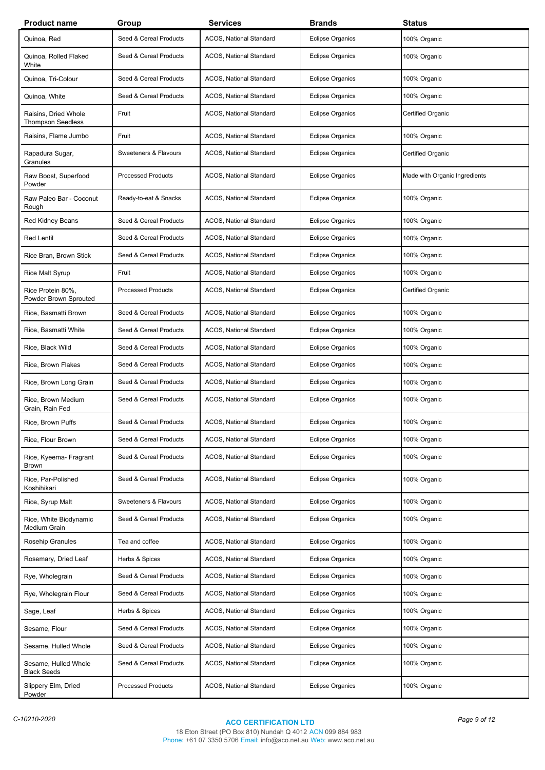| Product name | Group | Services | Brands | Status |
|---|---|---|---|---|
| Quinoa, Red | Seed & Cereal Products | ACOS, National Standard | Eclipse Organics | 100% Organic |
| Quinoa, Rolled Flaked White | Seed & Cereal Products | ACOS, National Standard | Eclipse Organics | 100% Organic |
| Quinoa, Tri-Colour | Seed & Cereal Products | ACOS, National Standard | Eclipse Organics | 100% Organic |
| Quinoa, White | Seed & Cereal Products | ACOS, National Standard | Eclipse Organics | 100% Organic |
| Raisins, Dried Whole Thompson Seedless | Fruit | ACOS, National Standard | Eclipse Organics | Certified Organic |
| Raisins, Flame Jumbo | Fruit | ACOS, National Standard | Eclipse Organics | 100% Organic |
| Rapadura Sugar, Granules | Sweeteners & Flavours | ACOS, National Standard | Eclipse Organics | Certified Organic |
| Raw Boost, Superfood Powder | Processed Products | ACOS, National Standard | Eclipse Organics | Made with Organic Ingredients |
| Raw Paleo Bar - Coconut Rough | Ready-to-eat & Snacks | ACOS, National Standard | Eclipse Organics | 100% Organic |
| Red Kidney Beans | Seed & Cereal Products | ACOS, National Standard | Eclipse Organics | 100% Organic |
| Red Lentil | Seed & Cereal Products | ACOS, National Standard | Eclipse Organics | 100% Organic |
| Rice Bran, Brown Stick | Seed & Cereal Products | ACOS, National Standard | Eclipse Organics | 100% Organic |
| Rice Malt Syrup | Fruit | ACOS, National Standard | Eclipse Organics | 100% Organic |
| Rice Protein 80%, Powder Brown Sprouted | Processed Products | ACOS, National Standard | Eclipse Organics | Certified Organic |
| Rice, Basmatti Brown | Seed & Cereal Products | ACOS, National Standard | Eclipse Organics | 100% Organic |
| Rice, Basmatti White | Seed & Cereal Products | ACOS, National Standard | Eclipse Organics | 100% Organic |
| Rice, Black Wild | Seed & Cereal Products | ACOS, National Standard | Eclipse Organics | 100% Organic |
| Rice, Brown Flakes | Seed & Cereal Products | ACOS, National Standard | Eclipse Organics | 100% Organic |
| Rice, Brown Long Grain | Seed & Cereal Products | ACOS, National Standard | Eclipse Organics | 100% Organic |
| Rice, Brown Medium Grain, Rain Fed | Seed & Cereal Products | ACOS, National Standard | Eclipse Organics | 100% Organic |
| Rice, Brown Puffs | Seed & Cereal Products | ACOS, National Standard | Eclipse Organics | 100% Organic |
| Rice, Flour Brown | Seed & Cereal Products | ACOS, National Standard | Eclipse Organics | 100% Organic |
| Rice, Kyeema- Fragrant Brown | Seed & Cereal Products | ACOS, National Standard | Eclipse Organics | 100% Organic |
| Rice, Par-Polished Koshihikari | Seed & Cereal Products | ACOS, National Standard | Eclipse Organics | 100% Organic |
| Rice, Syrup Malt | Sweeteners & Flavours | ACOS, National Standard | Eclipse Organics | 100% Organic |
| Rice, White Biodynamic Medium Grain | Seed & Cereal Products | ACOS, National Standard | Eclipse Organics | 100% Organic |
| Rosehip Granules | Tea and coffee | ACOS, National Standard | Eclipse Organics | 100% Organic |
| Rosemary, Dried Leaf | Herbs & Spices | ACOS, National Standard | Eclipse Organics | 100% Organic |
| Rye, Wholegrain | Seed & Cereal Products | ACOS, National Standard | Eclipse Organics | 100% Organic |
| Rye, Wholegrain Flour | Seed & Cereal Products | ACOS, National Standard | Eclipse Organics | 100% Organic |
| Sage, Leaf | Herbs & Spices | ACOS, National Standard | Eclipse Organics | 100% Organic |
| Sesame, Flour | Seed & Cereal Products | ACOS, National Standard | Eclipse Organics | 100% Organic |
| Sesame, Hulled Whole | Seed & Cereal Products | ACOS, National Standard | Eclipse Organics | 100% Organic |
| Sesame, Hulled Whole Black Seeds | Seed & Cereal Products | ACOS, National Standard | Eclipse Organics | 100% Organic |
| Slippery Elm, Dried Powder | Processed Products | ACOS, National Standard | Eclipse Organics | 100% Organic |

C-10210-2020

**ACO CERTIFICATION LTD**
18 Eton Street (PO Box 810) Nundah Q 4012 ACN 099 884 983
Phone: +61 07 3350 5706 Email: info@aco.net.au Web: www.aco.net.au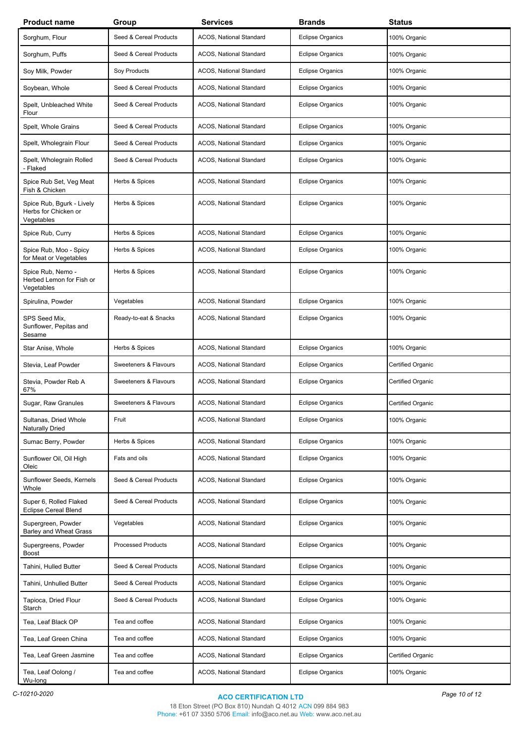| Product name | Group | Services | Brands | Status |
|---|---|---|---|---|
| Sorghum, Flour | Seed & Cereal Products | ACOS, National Standard | Eclipse Organics | 100% Organic |
| Sorghum, Puffs | Seed & Cereal Products | ACOS, National Standard | Eclipse Organics | 100% Organic |
| Soy Milk, Powder | Soy Products | ACOS, National Standard | Eclipse Organics | 100% Organic |
| Soybean, Whole | Seed & Cereal Products | ACOS, National Standard | Eclipse Organics | 100% Organic |
| Spelt, Unbleached White Flour | Seed & Cereal Products | ACOS, National Standard | Eclipse Organics | 100% Organic |
| Spelt, Whole Grains | Seed & Cereal Products | ACOS, National Standard | Eclipse Organics | 100% Organic |
| Spelt, Wholegrain Flour | Seed & Cereal Products | ACOS, National Standard | Eclipse Organics | 100% Organic |
| Spelt, Wholegrain Rolled - Flaked | Seed & Cereal Products | ACOS, National Standard | Eclipse Organics | 100% Organic |
| Spice Rub Set, Veg Meat Fish & Chicken | Herbs & Spices | ACOS, National Standard | Eclipse Organics | 100% Organic |
| Spice Rub, Bgurk - Lively Herbs for Chicken or Vegetables | Herbs & Spices | ACOS, National Standard | Eclipse Organics | 100% Organic |
| Spice Rub, Curry | Herbs & Spices | ACOS, National Standard | Eclipse Organics | 100% Organic |
| Spice Rub, Moo - Spicy for Meat or Vegetables | Herbs & Spices | ACOS, National Standard | Eclipse Organics | 100% Organic |
| Spice Rub, Nemo - Herbed Lemon for Fish or Vegetables | Herbs & Spices | ACOS, National Standard | Eclipse Organics | 100% Organic |
| Spirulina, Powder | Vegetables | ACOS, National Standard | Eclipse Organics | 100% Organic |
| SPS Seed Mix, Sunflower, Pepitas and Sesame | Ready-to-eat & Snacks | ACOS, National Standard | Eclipse Organics | 100% Organic |
| Star Anise, Whole | Herbs & Spices | ACOS, National Standard | Eclipse Organics | 100% Organic |
| Stevia, Leaf Powder | Sweeteners & Flavours | ACOS, National Standard | Eclipse Organics | Certified Organic |
| Stevia, Powder Reb A 67% | Sweeteners & Flavours | ACOS, National Standard | Eclipse Organics | Certified Organic |
| Sugar, Raw Granules | Sweeteners & Flavours | ACOS, National Standard | Eclipse Organics | Certified Organic |
| Sultanas, Dried Whole Naturally Dried | Fruit | ACOS, National Standard | Eclipse Organics | 100% Organic |
| Sumac Berry, Powder | Herbs & Spices | ACOS, National Standard | Eclipse Organics | 100% Organic |
| Sunflower Oil, Oil High Oleic | Fats and oils | ACOS, National Standard | Eclipse Organics | 100% Organic |
| Sunflower Seeds, Kernels Whole | Seed & Cereal Products | ACOS, National Standard | Eclipse Organics | 100% Organic |
| Super 6, Rolled Flaked Eclipse Cereal Blend | Seed & Cereal Products | ACOS, National Standard | Eclipse Organics | 100% Organic |
| Supergreen, Powder Barley and Wheat Grass | Vegetables | ACOS, National Standard | Eclipse Organics | 100% Organic |
| Supergreens, Powder Boost | Processed Products | ACOS, National Standard | Eclipse Organics | 100% Organic |
| Tahini, Hulled Butter | Seed & Cereal Products | ACOS, National Standard | Eclipse Organics | 100% Organic |
| Tahini, Unhulled Butter | Seed & Cereal Products | ACOS, National Standard | Eclipse Organics | 100% Organic |
| Tapioca, Dried Flour Starch | Seed & Cereal Products | ACOS, National Standard | Eclipse Organics | 100% Organic |
| Tea, Leaf Black OP | Tea and coffee | ACOS, National Standard | Eclipse Organics | 100% Organic |
| Tea, Leaf Green China | Tea and coffee | ACOS, National Standard | Eclipse Organics | 100% Organic |
| Tea, Leaf Green Jasmine | Tea and coffee | ACOS, National Standard | Eclipse Organics | Certified Organic |
| Tea, Leaf Oolong / Wu-long | Tea and coffee | ACOS, National Standard | Eclipse Organics | 100% Organic |

C-10210-2020

**ACO CERTIFICATION LTD**
18 Eton Street (PO Box 810) Nundah Q 4012 ACN 099 884 983
Phone: +61 07 3350 5706 Email: info@aco.net.au Web: www.aco.net.au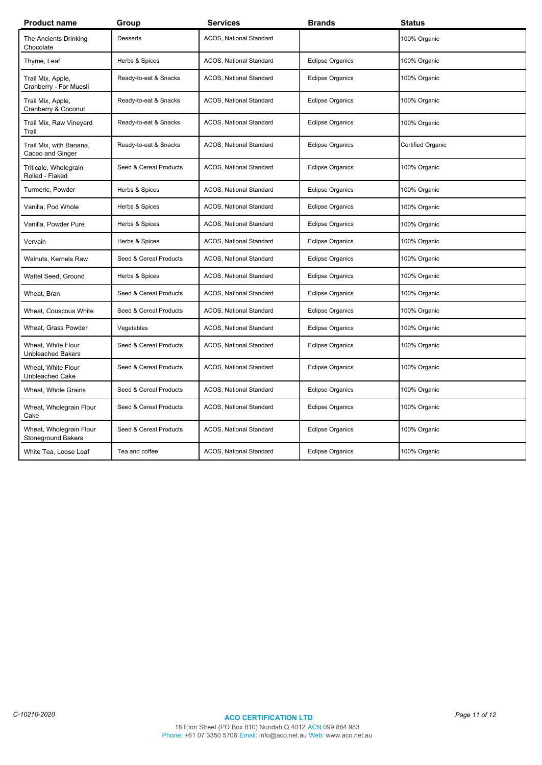| Product name | Group | Services | Brands | Status |
|---|---|---|---|---|
| The Ancients Drinking Chocolate | Desserts | ACOS, National Standard | | 100% Organic |
| Thyme, Leaf | Herbs & Spices | ACOS, National Standard | Eclipse Organics | 100% Organic |
| Trail Mix, Apple, Cranberry - For Muesli | Ready-to-eat & Snacks | ACOS, National Standard | Eclipse Organics | 100% Organic |
| Trail Mix, Apple, Cranberry & Coconut | Ready-to-eat & Snacks | ACOS, National Standard | Eclipse Organics | 100% Organic |
| Trail Mix, Raw Vineyard Trail | Ready-to-eat & Snacks | ACOS, National Standard | Eclipse Organics | 100% Organic |
| Trail Mix, with Banana, Cacao and Ginger | Ready-to-eat & Snacks | ACOS, National Standard | Eclipse Organics | Certified Organic |
| Triticale, Wholegrain Rolled - Flaked | Seed & Cereal Products | ACOS, National Standard | Eclipse Organics | 100% Organic |
| Turmeric, Powder | Herbs & Spices | ACOS, National Standard | Eclipse Organics | 100% Organic |
| Vanilla, Pod Whole | Herbs & Spices | ACOS, National Standard | Eclipse Organics | 100% Organic |
| Vanilla, Powder Pure | Herbs & Spices | ACOS, National Standard | Eclipse Organics | 100% Organic |
| Vervain | Herbs & Spices | ACOS, National Standard | Eclipse Organics | 100% Organic |
| Walnuts, Kernels Raw | Seed & Cereal Products | ACOS, National Standard | Eclipse Organics | 100% Organic |
| Wattel Seed, Ground | Herbs & Spices | ACOS, National Standard | Eclipse Organics | 100% Organic |
| Wheat, Bran | Seed & Cereal Products | ACOS, National Standard | Eclipse Organics | 100% Organic |
| Wheat, Couscous White | Seed & Cereal Products | ACOS, National Standard | Eclipse Organics | 100% Organic |
| Wheat, Grass Powder | Vegetables | ACOS, National Standard | Eclipse Organics | 100% Organic |
| Wheat, White Flour Unbleached Bakers | Seed & Cereal Products | ACOS, National Standard | Eclipse Organics | 100% Organic |
| Wheat, White Flour Unbleached Cake | Seed & Cereal Products | ACOS, National Standard | Eclipse Organics | 100% Organic |
| Wheat, Whole Grains | Seed & Cereal Products | ACOS, National Standard | Eclipse Organics | 100% Organic |
| Wheat, Wholegrain Flour Cake | Seed & Cereal Products | ACOS, National Standard | Eclipse Organics | 100% Organic |
| Wheat, Wholegrain Flour Stoneground Bakers | Seed & Cereal Products | ACOS, National Standard | Eclipse Organics | 100% Organic |
| White Tea, Loose Leaf | Tea and coffee | ACOS, National Standard | Eclipse Organics | 100% Organic |